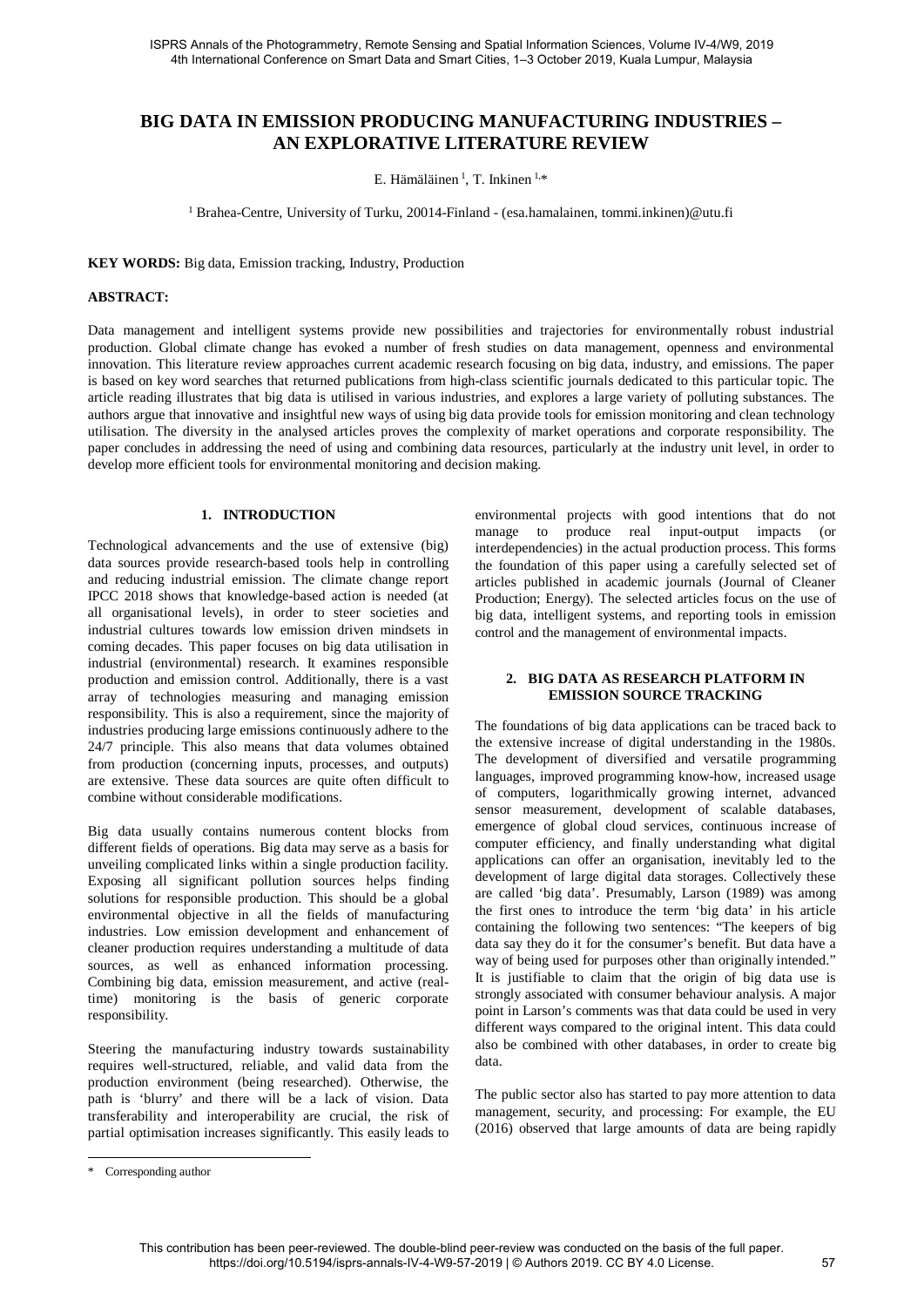# BIG DATA IN EMISSION PRODUCING MANUFACTURING INDUSTRIES – AN EXPLORATIVE LITERATURE REVIEW

E. Hämäläinen [1], T. Inkinen [1,*]

[1] Brahea-Centre, University of Turku, 20014-Finland - (esa.hamalainen, tommi.inkinen)@utu.fi

**KEY WORDS:** Big data, Emission tracking, Industry, Production

**ABSTRACT:**

Data management and intelligent systems provide new possibilities and trajectories for environmentally robust industrial production. Global climate change has evoked a number of fresh studies on data management, openness and environmental innovation. This literature review approaches current academic research focusing on big data, industry, and emissions. The paper is based on key word searches that returned publications from high-class scientific journals dedicated to this particular topic. The article reading illustrates that big data is utilised in various industries, and explores a large variety of polluting substances. The authors argue that innovative and insightful new ways of using big data provide tools for emission monitoring and clean technology utilisation. The diversity in the analysed articles proves the complexity of market operations and corporate responsibility. The paper concludes in addressing the need of using and combining data resources, particularly at the industry unit level, in order to develop more efficient tools for environmental monitoring and decision making.

## 1. INTRODUCTION

Technological advancements and the use of extensive (big) data sources provide research-based tools help in controlling and reducing industrial emission. The climate change report IPCC 2018 shows that knowledge-based action is needed (at all organisational levels), in order to steer societies and industrial cultures towards low emission driven mindsets in coming decades. This paper focuses on big data utilisation in industrial (environmental) research. It examines responsible production and emission control. Additionally, there is a vast array of technologies measuring and managing emission responsibility. This is also a requirement, since the majority of industries producing large emissions continuously adhere to the 24/7 principle. This also means that data volumes obtained from production (concerning inputs, processes, and outputs) are extensive. These data sources are quite often difficult to combine without considerable modifications.

Big data usually contains numerous content blocks from different fields of operations. Big data may serve as a basis for unveiling complicated links within a single production facility. Exposing all significant pollution sources helps finding solutions for responsible production. This should be a global environmental objective in all the fields of manufacturing industries. Low emission development and enhancement of cleaner production requires understanding a multitude of data sources, as well as enhanced information processing. Combining big data, emission measurement, and active (real-time) monitoring is the basis of generic corporate responsibility.

Steering the manufacturing industry towards sustainability requires well-structured, reliable, and valid data from the production environment (being researched). Otherwise, the path is 'blurry' and there will be a lack of vision. Data transferability and interoperability are crucial, the risk of partial optimisation increases significantly. This easily leads to environmental projects with good intentions that do not manage to produce real input-output impacts (or interdependencies) in the actual production process. This forms the foundation of this paper using a carefully selected set of articles published in academic journals (Journal of Cleaner Production; Energy). The selected articles focus on the use of big data, intelligent systems, and reporting tools in emission control and the management of environmental impacts.

## 2. BIG DATA AS RESEARCH PLATFORM IN EMISSION SOURCE TRACKING

The foundations of big data applications can be traced back to the extensive increase of digital understanding in the 1980s. The development of diversified and versatile programming languages, improved programming know-how, increased usage of computers, logarithmically growing internet, advanced sensor measurement, development of scalable databases, emergence of global cloud services, continuous increase of computer efficiency, and finally understanding what digital applications can offer an organisation, inevitably led to the development of large digital data storages. Collectively these are called 'big data'. Presumably, Larson (1989) was among the first ones to introduce the term 'big data' in his article containing the following two sentences: "The keepers of big data say they do it for the consumer's benefit. But data have a way of being used for purposes other than originally intended." It is justifiable to claim that the origin of big data use is strongly associated with consumer behaviour analysis. A major point in Larson's comments was that data could be used in very different ways compared to the original intent. This data could also be combined with other databases, in order to create big data.

The public sector also has started to pay more attention to data management, security, and processing: For example, the EU (2016) observed that large amounts of data are being rapidly

* Corresponding author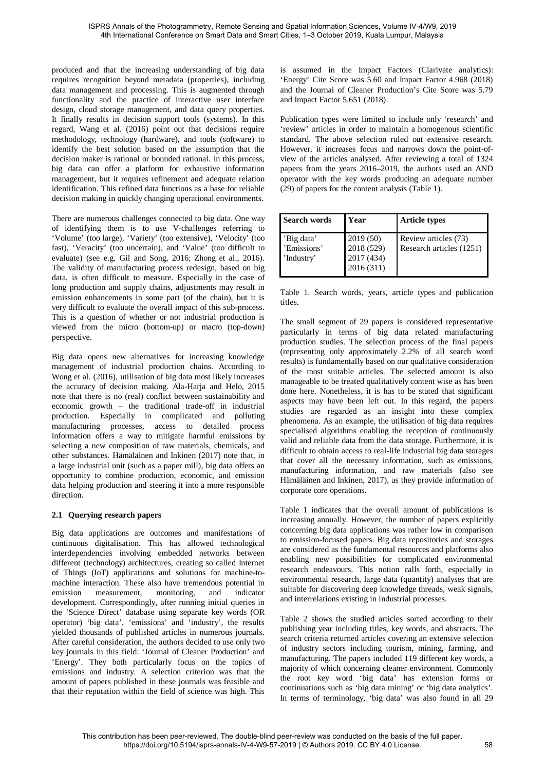produced and that the increasing understanding of big data requires recognition beyond metadata (properties), including data management and processing. This is augmented through functionality and the practice of interactive user interface design, cloud storage management, and data query properties. It finally results in decision support tools (systems). In this regard, Wang et al. (2016) point out that decisions require methodology, technology (hardware), and tools (software) to identify the best solution based on the assumption that the decision maker is rational or bounded rational. In this process, big data can offer a platform for exhaustive information management, but it requires refinement and adequate relation identification. This refined data functions as a base for reliable decision making in quickly changing operational environments.

There are numerous challenges connected to big data. One way of identifying them is to use V-challenges referring to 'Volume' (too large), 'Variety' (too extensive), 'Velocity' (too fast), 'Veracity' (too uncertain), and 'Value' (too difficult to evaluate) (see e.g. Gil and Song, 2016; Zhong et al., 2016). The validity of manufacturing process redesign, based on big data, is often difficult to measure. Especially in the case of long production and supply chains, adjustments may result in emission enhancements in some part (of the chain), but it is very difficult to evaluate the overall impact of this sub-process. This is a question of whether or not industrial production is viewed from the micro (bottom-up) or macro (top-down) perspective.

Big data opens new alternatives for increasing knowledge management of industrial production chains. According to Wong et al. (2016), utilisation of big data most likely increases the accuracy of decision making. Ala-Harja and Helo, 2015 note that there is no (real) conflict between sustainability and economic growth – the traditional trade-off in industrial production. Especially in complicated and polluting manufacturing processes, access to detailed process information offers a way to mitigate harmful emissions by selecting a new composition of raw materials, chemicals, and other substances. Hämäläinen and Inkinen (2017) note that, in a large industrial unit (such as a paper mill), big data offers an opportunity to combine production, economic, and emission data helping production and steering it into a more responsible direction.

### 2.1 Querying research papers

Big data applications are outcomes and manifestations of continuous digitalisation. This has allowed technological interdependencies involving embedded networks between different (technology) architectures, creating so called Internet of Things (IoT) applications and solutions for machine-to-machine interaction. These also have tremendous potential in emission measurement, monitoring, and indicator development. Correspondingly, after running initial queries in the 'Science Direct' database using separate key words (OR operator) 'big data', 'emissions' and 'industry', the results yielded thousands of published articles in numerous journals. After careful consideration, the authors decided to use only two key journals in this field: 'Journal of Cleaner Production' and 'Energy'. They both particularly focus on the topics of emissions and industry. A selection criterion was that the amount of papers published in these journals was feasible and that their reputation within the field of science was high. This is assumed in the Impact Factors (Clarivate analytics): 'Energy' Cite Score was 5.60 and Impact Factor 4.968 (2018) and the Journal of Cleaner Production's Cite Score was 5.79 and Impact Factor 5.651 (2018).

Publication types were limited to include only 'research' and 'review' articles in order to maintain a homogenous scientific standard. The above selection ruled out extensive research. However, it increases focus and narrows down the point-of-view of the articles analysed. After reviewing a total of 1324 papers from the years 2016–2019, the authors used an AND operator with the key words producing an adequate number (29) of papers for the content analysis (Table 1).

| Search words | Year | Article types |
|---|---|---|
| 'Big data'<br>'Emissions'<br>'Industry' | 2019 (50)<br>2018 (529)<br>2017 (434)<br>2016 (311) | Review articles (73)<br>Research articles (1251) |

Table 1. Search words, years, article types and publication titles.

The small segment of 29 papers is considered representative particularly in terms of big data related manufacturing production studies. The selection process of the final papers (representing only approximately 2.2% of all search word results) is fundamentally based on our qualitative consideration of the most suitable articles. The selected amount is also manageable to be treated qualitatively content wise as has been done here. Nonetheless, it is has to be stated that significant aspects may have been left out. In this regard, the papers studies are regarded as an insight into these complex phenomena. As an example, the utilisation of big data requires specialised algorithms enabling the reception of continuously valid and reliable data from the data storage. Furthermore, it is difficult to obtain access to real-life industrial big data storages that cover all the necessary information, such as emissions, manufacturing information, and raw materials (also see Hämäläinen and Inkinen, 2017), as they provide information of corporate core operations.

Table 1 indicates that the overall amount of publications is increasing annually. However, the number of papers explicitly concerning big data applications was rather low in comparison to emission-focused papers. Big data repositories and storages are considered as the fundamental resources and platforms also enabling new possibilities for complicated environmental research endeavours. This notion calls forth, especially in environmental research, large data (quantity) analyses that are suitable for discovering deep knowledge threads, weak signals, and interrelations existing in industrial processes.

Table 2 shows the studied articles sorted according to their publishing year including titles, key words, and abstracts. The search criteria returned articles covering an extensive selection of industry sectors including tourism, mining, farming, and manufacturing. The papers included 119 different key words, a majority of which concerning cleaner environment. Commonly the root key word 'big data' has extension forms or continuations such as 'big data mining' or 'big data analytics'. In terms of terminology, 'big data' was also found in all 29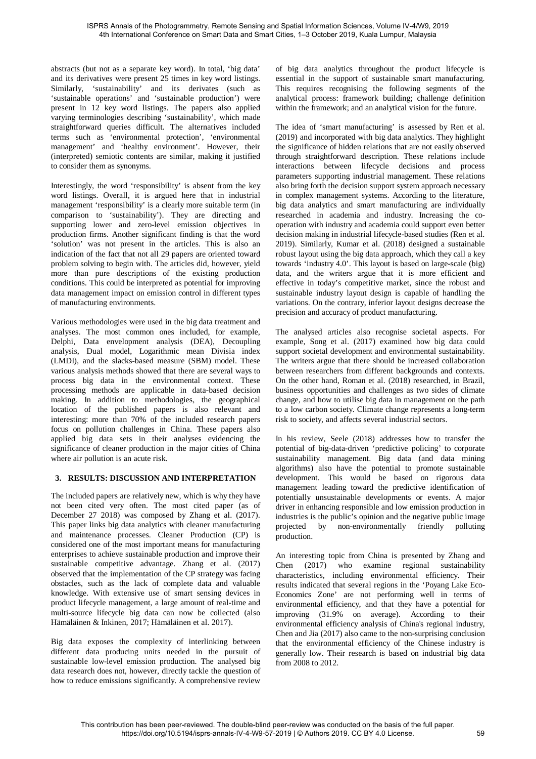abstracts (but not as a separate key word). In total, 'big data' and its derivatives were present 25 times in key word listings. Similarly, 'sustainability' and its derivates (such as 'sustainable operations' and 'sustainable production') were present in 12 key word listings. The papers also applied varying terminologies describing 'sustainability', which made straightforward queries difficult. The alternatives included terms such as 'environmental protection', 'environmental management' and 'healthy environment'. However, their (interpreted) semiotic contents are similar, making it justified to consider them as synonyms.

Interestingly, the word 'responsibility' is absent from the key word listings. Overall, it is argued here that in industrial management 'responsibility' is a clearly more suitable term (in comparison to 'sustainability'). They are directing and supporting lower and zero-level emission objectives in production firms. Another significant finding is that the word 'solution' was not present in the articles. This is also an indication of the fact that not all 29 papers are oriented toward problem solving to begin with. The articles did, however, yield more than pure descriptions of the existing production conditions. This could be interpreted as potential for improving data management impact on emission control in different types of manufacturing environments.

Various methodologies were used in the big data treatment and analyses. The most common ones included, for example, Delphi, Data envelopment analysis (DEA), Decoupling analysis, Dual model, Logarithmic mean Divisia index (LMDI), and the slacks-based measure (SBM) model. These various analysis methods showed that there are several ways to process big data in the environmental context. These processing methods are applicable in data-based decision making. In addition to methodologies, the geographical location of the published papers is also relevant and interesting: more than 70% of the included research papers focus on pollution challenges in China. These papers also applied big data sets in their analyses evidencing the significance of cleaner production in the major cities of China where air pollution is an acute risk.

## 3. RESULTS: DISCUSSION AND INTERPRETATION

The included papers are relatively new, which is why they have not been cited very often. The most cited paper (as of December 27 2018) was composed by Zhang et al. (2017). This paper links big data analytics with cleaner manufacturing and maintenance processes. Cleaner Production (CP) is considered one of the most important means for manufacturing enterprises to achieve sustainable production and improve their sustainable competitive advantage. Zhang et al. (2017) observed that the implementation of the CP strategy was facing obstacles, such as the lack of complete data and valuable knowledge. With extensive use of smart sensing devices in product lifecycle management, a large amount of real-time and multi-source lifecycle big data can now be collected (also Hämäläinen & Inkinen, 2017; Hämäläinen et al. 2017).

Big data exposes the complexity of interlinking between different data producing units needed in the pursuit of sustainable low-level emission production. The analysed big data research does not, however, directly tackle the question of how to reduce emissions significantly. A comprehensive review of big data analytics throughout the product lifecycle is essential in the support of sustainable smart manufacturing. This requires recognising the following segments of the analytical process: framework building; challenge definition within the framework; and an analytical vision for the future.

The idea of 'smart manufacturing' is assessed by Ren et al. (2019) and incorporated with big data analytics. They highlight the significance of hidden relations that are not easily observed through straightforward description. These relations include interactions between lifecycle decisions and process parameters supporting industrial management. These relations also bring forth the decision support system approach necessary in complex management systems. According to the literature, big data analytics and smart manufacturing are individually researched in academia and industry. Increasing the co-operation with industry and academia could support even better decision making in industrial lifecycle-based studies (Ren et al. 2019). Similarly, Kumar et al. (2018) designed a sustainable robust layout using the big data approach, which they call a key towards 'industry 4.0'. This layout is based on large-scale (big) data, and the writers argue that it is more efficient and effective in today's competitive market, since the robust and sustainable industry layout design is capable of handling the variations. On the contrary, inferior layout designs decrease the precision and accuracy of product manufacturing.

The analysed articles also recognise societal aspects. For example, Song et al. (2017) examined how big data could support societal development and environmental sustainability. The writers argue that there should be increased collaboration between researchers from different backgrounds and contexts. On the other hand, Roman et al. (2018) researched, in Brazil, business opportunities and challenges as two sides of climate change, and how to utilise big data in management on the path to a low carbon society. Climate change represents a long-term risk to society, and affects several industrial sectors.

In his review, Seele (2018) addresses how to transfer the potential of big-data-driven 'predictive policing' to corporate sustainability management. Big data (and data mining algorithms) also have the potential to promote sustainable development. This would be based on rigorous data management leading toward the predictive identification of potentially unsustainable developments or events. A major driver in enhancing responsible and low emission production in industries is the public's opinion and the negative public image projected by non-environmentally friendly polluting production.

An interesting topic from China is presented by Zhang and Chen (2017) who examine regional sustainability characteristics, including environmental efficiency. Their results indicated that several regions in the 'Poyang Lake Eco-Economics Zone' are not performing well in terms of environmental efficiency, and that they have a potential for improving (31.9% on average). According to their environmental efficiency analysis of China's regional industry, Chen and Jia (2017) also came to the non-surprising conclusion that the environmental efficiency of the Chinese industry is generally low. Their research is based on industrial big data from 2008 to 2012.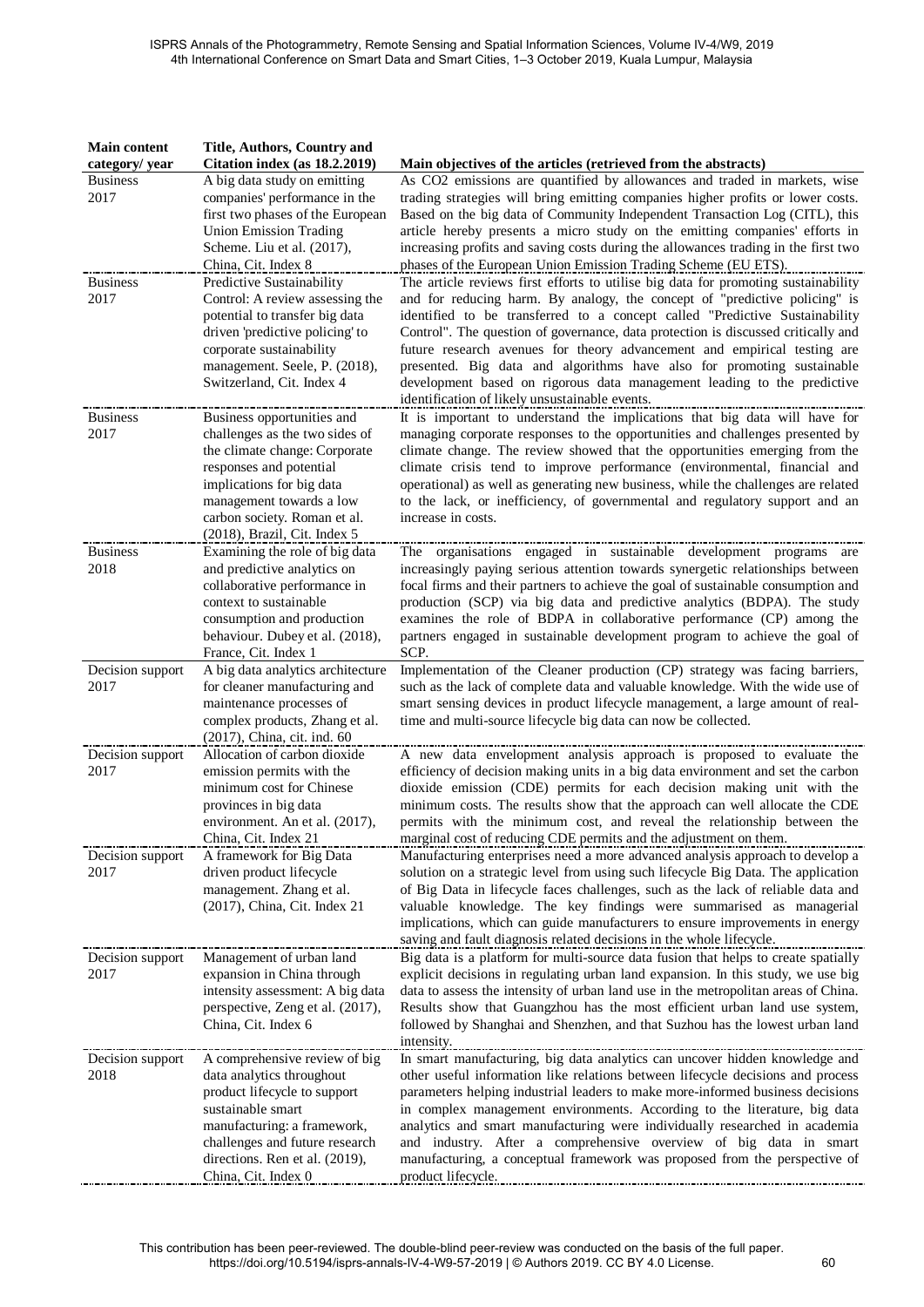| Main content category/ year | Title, Authors, Country and Citation index (as 18.2.2019) | Main objectives of the articles (retrieved from the abstracts) |
|---|---|---|
| Business 2017 | A big data study on emitting companies' performance in the first two phases of the European Union Emission Trading Scheme. Liu et al. (2017), China, Cit. Index 8 | As $CO_2$ emissions are quantified by allowances and traded in markets, wise trading strategies will bring emitting companies higher profits or lower costs. Based on the big data of Community Independent Transaction Log (CITL), this article hereby presents a micro study on the emitting companies' efforts in increasing profits and saving costs during the allowances trading in the first two phases of the European Union Emission Trading Scheme (EU ETS). |
| Business 2017 | Predictive Sustainability Control: A review assessing the potential to transfer big data driven 'predictive policing' to corporate sustainability management. Seele, P. (2018), Switzerland, Cit. Index 4 | The article reviews first efforts to utilise big data for promoting sustainability and for reducing harm. By analogy, the concept of "predictive policing" is identified to be transferred to a concept called "Predictive Sustainability Control". The question of governance, data protection is discussed critically and future research avenues for theory advancement and empirical testing are presented. Big data and algorithms have also for promoting sustainable development based on rigorous data management leading to the predictive identification of likely unsustainable events. |
| Business 2017 | Business opportunities and challenges as the two sides of the climate change: Corporate responses and potential implications for big data management towards a low carbon society. Roman et al. (2018), Brazil, Cit. Index 5 | It is important to understand the implications that big data will have for managing corporate responses to the opportunities and challenges presented by climate change. The review showed that the opportunities emerging from the climate crisis tend to improve performance (environmental, financial and operational) as well as generating new business, while the challenges are related to the lack, or inefficiency, of governmental and regulatory support and an increase in costs. |
| Business 2018 | Examining the role of big data and predictive analytics on collaborative performance in context to sustainable consumption and production behaviour. Dubey et al. (2018), France, Cit. Index 1 | The organisations engaged in sustainable development programs are increasingly paying serious attention towards synergetic relationships between focal firms and their partners to achieve the goal of sustainable consumption and production (SCP) via big data and predictive analytics (BDPA). The study examines the role of BDPA in collaborative performance (CP) among the partners engaged in sustainable development program to achieve the goal of SCP. |
| Decision support 2017 | A big data analytics architecture for cleaner manufacturing and maintenance processes of complex products, Zhang et al. (2017), China, cit. ind. 60 | Implementation of the Cleaner production (CP) strategy was facing barriers, such as the lack of complete data and valuable knowledge. With the wide use of smart sensing devices in product lifecycle management, a large amount of real-time and multi-source lifecycle big data can now be collected. |
| Decision support 2017 | Allocation of carbon dioxide emission permits with the minimum cost for Chinese provinces in big data environment. An et al. (2017), China, Cit. Index 21 | A new data envelopment analysis approach is proposed to evaluate the efficiency of decision making units in a big data environment and set the carbon dioxide emission (CDE) permits for each decision making unit with the minimum costs. The results show that the approach can well allocate the CDE permits with the minimum cost, and reveal the relationship between the marginal cost of reducing CDE permits and the adjustment on them. |
| Decision support 2017 | A framework for Big Data driven product lifecycle management. Zhang et al. (2017), China, Cit. Index 21 | Manufacturing enterprises need a more advanced analysis approach to develop a solution on a strategic level from using such lifecycle Big Data. The application of Big Data in lifecycle faces challenges, such as the lack of reliable data and valuable knowledge. The key findings were summarised as managerial implications, which can guide manufacturers to ensure improvements in energy saving and fault diagnosis related decisions in the whole lifecycle. |
| Decision support 2017 | Management of urban land expansion in China through intensity assessment: A big data perspective, Zeng et al. (2017), China, Cit. Index 6 | Big data is a platform for multi-source data fusion that helps to create spatially explicit decisions in regulating urban land expansion. In this study, we use big data to assess the intensity of urban land use in the metropolitan areas of China. Results show that Guangzhou has the most efficient urban land use system, followed by Shanghai and Shenzhen, and that Suzhou has the lowest urban land intensity. |
| Decision support 2018 | A comprehensive review of big data analytics throughout product lifecycle to support sustainable smart manufacturing: a framework, challenges and future research directions. Ren et al. (2019), China, Cit. Index 0 | In smart manufacturing, big data analytics can uncover hidden knowledge and other useful information like relations between lifecycle decisions and process parameters helping industrial leaders to make more-informed business decisions in complex management environments. According to the literature, big data analytics and smart manufacturing were individually researched in academia and industry. After a comprehensive overview of big data in smart manufacturing, a conceptual framework was proposed from the perspective of product lifecycle. |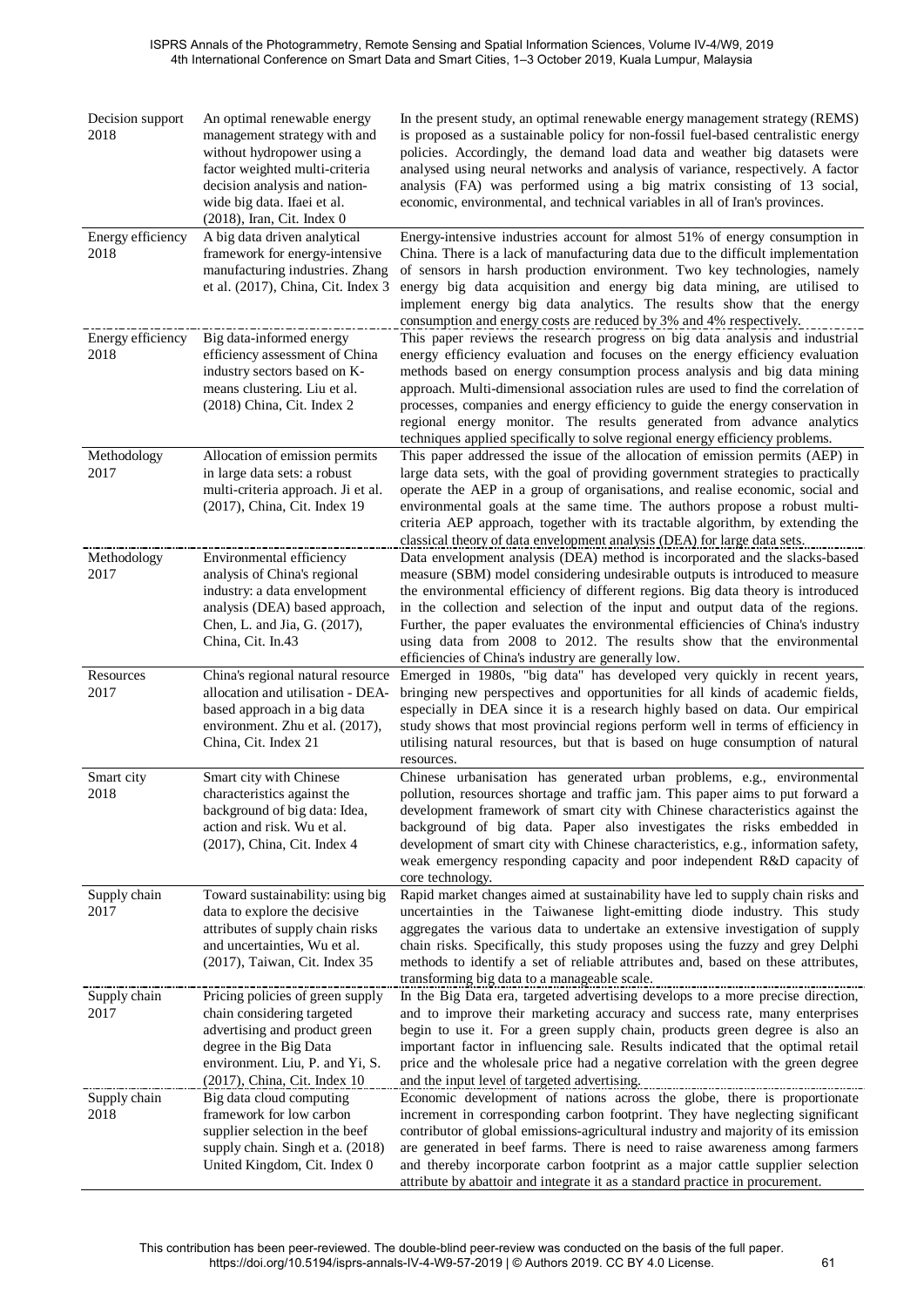| | | |
|---|---|---|
| Decision support 2018 | An optimal renewable energy management strategy with and without hydropower using a factor weighted multi-criteria decision analysis and nation-wide big data. Ifaei et al. (2018), Iran, Cit. Index 0 | In the present study, an optimal renewable energy management strategy (REMS) is proposed as a sustainable policy for non-fossil fuel-based centralistic energy policies. Accordingly, the demand load data and weather big datasets were analysed using neural networks and analysis of variance, respectively. A factor analysis (FA) was performed using a big matrix consisting of 13 social, economic, environmental, and technical variables in all of Iran's provinces. |
| Energy efficiency 2018 | A big data driven analytical framework for energy-intensive manufacturing industries. Zhang et al. (2017), China, Cit. Index 3 | Energy-intensive industries account for almost 51% of energy consumption in China. There is a lack of manufacturing data due to the difficult implementation of sensors in harsh production environment. Two key technologies, namely energy big data acquisition and energy big data mining, are utilised to implement energy big data analytics. The results show that the energy consumption and energy costs are reduced by 3% and 4% respectively. |
| Energy efficiency 2018 | Big data-informed energy efficiency assessment of China industry sectors based on K-means clustering. Liu et al. (2018) China, Cit. Index 2 | This paper reviews the research progress on big data analysis and industrial energy efficiency evaluation and focuses on the energy efficiency evaluation methods based on energy consumption process analysis and big data mining approach. Multi-dimensional association rules are used to find the correlation of processes, companies and energy efficiency to guide the energy conservation in regional energy monitor. The results generated from advance analytics techniques applied specifically to solve regional energy efficiency problems. |
| Methodology 2017 | Allocation of emission permits in large data sets: a robust multi-criteria approach. Ji et al. (2017), China, Cit. Index 19 | This paper addressed the issue of the allocation of emission permits (AEP) in large data sets, with the goal of providing government strategies to practically operate the AEP in a group of organisations, and realise economic, social and environmental goals at the same time. The authors propose a robust multi-criteria AEP approach, together with its tractable algorithm, by extending the classical theory of data envelopment analysis (DEA) for large data sets. |
| Methodology 2017 | Environmental efficiency analysis of China's regional industry: a data envelopment analysis (DEA) based approach, Chen, L. and Jia, G. (2017), China, Cit. In.43 | Data envelopment analysis (DEA) method is incorporated and the slacks-based measure (SBM) model considering undesirable outputs is introduced to measure the environmental efficiency of different regions. Big data theory is introduced in the collection and selection of the input and output data of the regions. Further, the paper evaluates the environmental efficiencies of China's industry using data from 2008 to 2012. The results show that the environmental efficiencies of China's industry are generally low. |
| Resources 2017 | China's regional natural resource allocation and utilisation - DEA-based approach in a big data environment. Zhu et al. (2017), China, Cit. Index 21 | Emerged in 1980s, "big data" has developed very quickly in recent years, bringing new perspectives and opportunities for all kinds of academic fields, especially in DEA since it is a research highly based on data. Our empirical study shows that most provincial regions perform well in terms of efficiency in utilising natural resources, but that is based on huge consumption of natural resources. |
| Smart city 2018 | Smart city with Chinese characteristics against the background of big data: Idea, action and risk. Wu et al. (2017), China, Cit. Index 4 | Chinese urbanisation has generated urban problems, e.g., environmental pollution, resources shortage and traffic jam. This paper aims to put forward a development framework of smart city with Chinese characteristics against the background of big data. Paper also investigates the risks embedded in development of smart city with Chinese characteristics, e.g., information safety, weak emergency responding capacity and poor independent R&D capacity of core technology. |
| Supply chain 2017 | Toward sustainability: using big data to explore the decisive attributes of supply chain risks and uncertainties, Wu et al. (2017), Taiwan, Cit. Index 35 | Rapid market changes aimed at sustainability have led to supply chain risks and uncertainties in the Taiwanese light-emitting diode industry. This study aggregates the various data to undertake an extensive investigation of supply chain risks. Specifically, this study proposes using the fuzzy and grey Delphi methods to identify a set of reliable attributes and, based on these attributes, transforming big data to a manageable scale. |
| Supply chain 2017 | Pricing policies of green supply chain considering targeted advertising and product green degree in the Big Data environment. Liu, P. and Yi, S. (2017), China, Cit. Index 10 | In the Big Data era, targeted advertising develops to a more precise direction, and to improve their marketing accuracy and success rate, many enterprises begin to use it. For a green supply chain, products green degree is also an important factor in influencing sale. Results indicated that the optimal retail price and the wholesale price had a negative correlation with the green degree and the input level of targeted advertising. |
| Supply chain 2018 | Big data cloud computing framework for low carbon supplier selection in the beef supply chain. Singh et a. (2018) United Kingdom, Cit. Index 0 | Economic development of nations across the globe, there is proportionate increment in corresponding carbon footprint. They have neglecting significant contributor of global emissions-agricultural industry and majority of its emission are generated in beef farms. There is need to raise awareness among farmers and thereby incorporate carbon footprint as a major cattle supplier selection attribute by abattoir and integrate it as a standard practice in procurement. |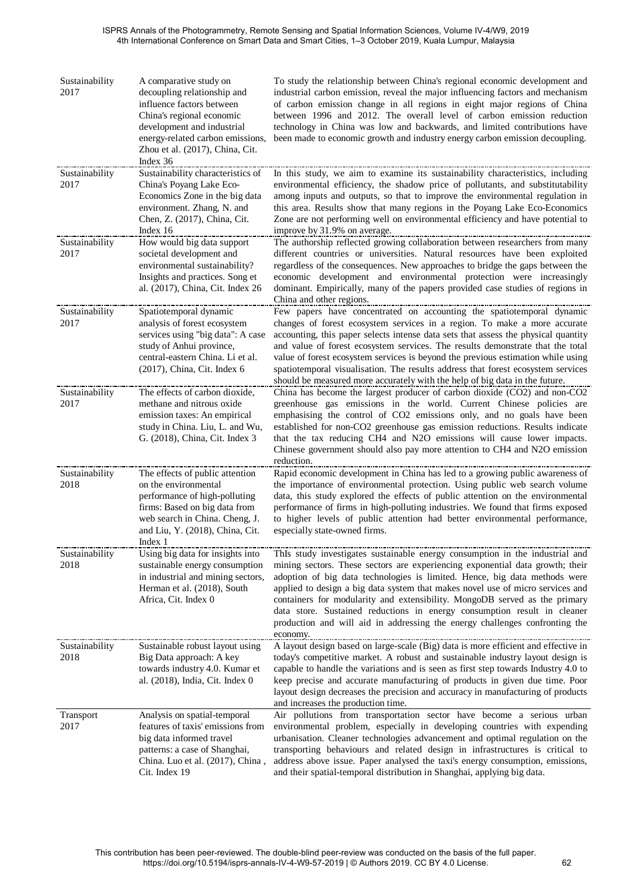| | | |
|---|---|---|
| Sustainability 2017 | A comparative study on decoupling relationship and influence factors between China's regional economic development and industrial energy-related carbon emissions, Zhou et al. (2017), China, Cit. Index 36 | To study the relationship between China's regional economic development and industrial carbon emission, reveal the major influencing factors and mechanism of carbon emission change in all regions in eight major regions of China between 1996 and 2012. The overall level of carbon emission reduction technology in China was low and backwards, and limited contributions have been made to economic growth and industry energy carbon emission decoupling. |
| Sustainability 2017 | Sustainability characteristics of China's Poyang Lake Eco-Economics Zone in the big data environment. Zhang, N. and Chen, Z. (2017), China, Cit. Index 16 | In this study, we aim to examine its sustainability characteristics, including environmental efficiency, the shadow price of pollutants, and substitutability among inputs and outputs, so that to improve the environmental regulation in this area. Results show that many regions in the Poyang Lake Eco-Economics Zone are not performing well on environmental efficiency and have potential to improve by 31.9% on average. |
| Sustainability 2017 | How would big data support societal development and environmental sustainability? Insights and practices. Song et al. (2017), China, Cit. Index 26 | The authorship reflected growing collaboration between researchers from many different countries or universities. Natural resources have been exploited regardless of the consequences. New approaches to bridge the gaps between the economic development and environmental protection were increasingly dominant. Empirically, many of the papers provided case studies of regions in China and other regions. |
| Sustainability 2017 | Spatiotemporal dynamic analysis of forest ecosystem services using "big data": A case study of Anhui province, central-eastern China. Li et al. (2017), China, Cit. Index 6 | Few papers have concentrated on accounting the spatiotemporal dynamic changes of forest ecosystem services in a region. To make a more accurate accounting, this paper selects intense data sets that assess the physical quantity and value of forest ecosystem services. The results demonstrate that the total value of forest ecosystem services is beyond the previous estimation while using spatiotemporal visualisation. The results address that forest ecosystem services should be measured more accurately with the help of big data in the future. |
| Sustainability 2017 | The effects of carbon dioxide, methane and nitrous oxide emission taxes: An empirical study in China. Liu, L. and Wu, G. (2018), China, Cit. Index 3 | China has become the largest producer of carbon dioxide ($CO2$) and non-$CO2$ greenhouse gas emissions in the world. Current Chinese policies are emphasising the control of $CO2$ emissions only, and no goals have been established for non-$CO2$ greenhouse gas emission reductions. Results indicate that the tax reducing $CH4$ and $N2O$ emissions will cause lower impacts. Chinese government should also pay more attention to $CH4$ and $N2O$ emission reduction. |
| Sustainability 2018 | The effects of public attention on the environmental performance of high-polluting firms: Based on big data from web search in China. Cheng, J. and Liu, Y. (2018), China, Cit. Index 1 | Rapid economic development in China has led to a growing public awareness of the importance of environmental protection. Using public web search volume data, this study explored the effects of public attention on the environmental performance of firms in high-polluting industries. We found that firms exposed to higher levels of public attention had better environmental performance, especially state-owned firms. |
| Sustainability 2018 | Using big data for insights into sustainable energy consumption in industrial and mining sectors, Herman et al. (2018), South Africa, Cit. Index 0 | ThIs study investigates sustainable energy consumption in the industrial and mining sectors. These sectors are experiencing exponential data growth; their adoption of big data technologies is limited. Hence, big data methods were applied to design a big data system that makes novel use of micro services and containers for modularity and extensibility. MongoDB served as the primary data store. Sustained reductions in energy consumption result in cleaner production and will aid in addressing the energy challenges confronting the economy. |
| Sustainability 2018 | Sustainable robust layout using Big Data approach: A key towards industry 4.0. Kumar et al. (2018), India, Cit. Index 0 | A layout design based on large-scale (Big) data is more efficient and effective in today's competitive market. A robust and sustainable industry layout design is capable to handle the variations and is seen as first step towards Industry 4.0 to keep precise and accurate manufacturing of products in given due time. Poor layout design decreases the precision and accuracy in manufacturing of products and increases the production time. |
| Transport 2017 | Analysis on spatial-temporal features of taxis' emissions from big data informed travel patterns: a case of Shanghai, China. Luo et al. (2017), China , Cit. Index 19 | Air pollutions from transportation sector have become a serious urban environmental problem, especially in developing countries with expending urbanisation. Cleaner technologies advancement and optimal regulation on the transporting behaviours and related design in infrastructures is critical to address above issue. Paper analysed the taxi's energy consumption, emissions, and their spatial-temporal distribution in Shanghai, applying big data. |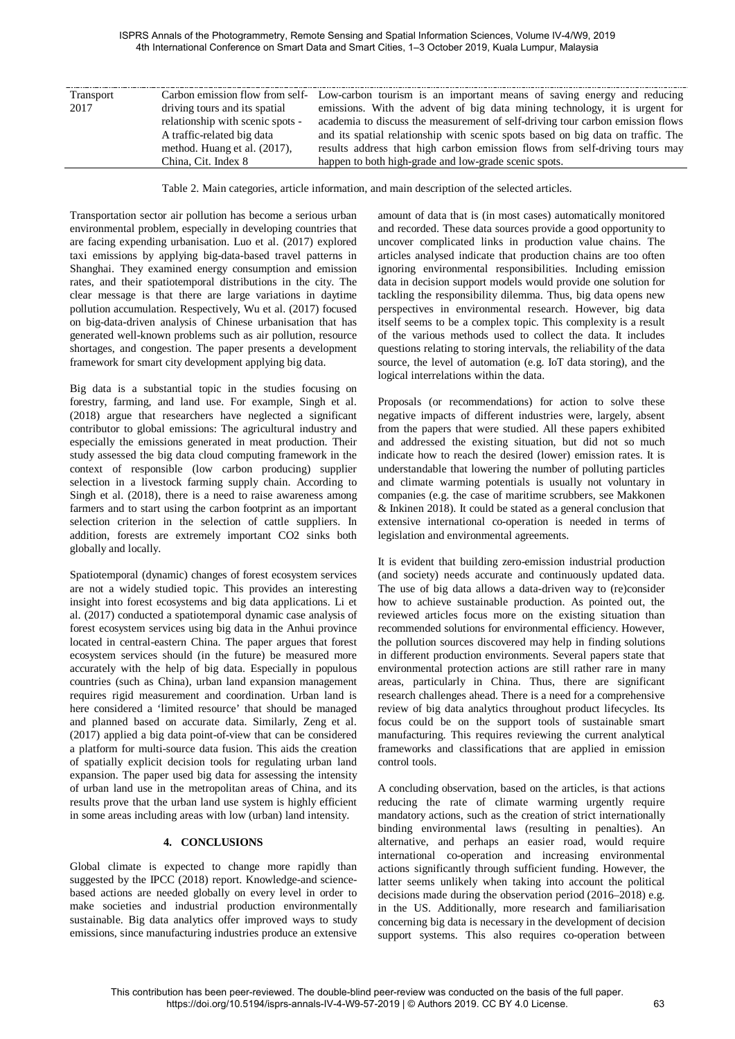| | | |
|---|---|---|
| Transport 2017 | Carbon emission flow from self-driving tours and its spatial relationship with scenic spots - A traffic-related big data method. Huang et al. (2017), China, Cit. Index 8 | Low-carbon tourism is an important means of saving energy and reducing emissions. With the advent of big data mining technology, it is urgent for academia to discuss the measurement of self-driving tour carbon emission flows and its spatial relationship with scenic spots based on big data on traffic. The results address that high carbon emission flows from self-driving tours may happen to both high-grade and low-grade scenic spots. |

Table 2. Main categories, article information, and main description of the selected articles.

Transportation sector air pollution has become a serious urban environmental problem, especially in developing countries that are facing expending urbanisation. Luo et al. (2017) explored taxi emissions by applying big-data-based travel patterns in Shanghai. They examined energy consumption and emission rates, and their spatiotemporal distributions in the city. The clear message is that there are large variations in daytime pollution accumulation. Respectively, Wu et al. (2017) focused on big-data-driven analysis of Chinese urbanisation that has generated well-known problems such as air pollution, resource shortages, and congestion. The paper presents a development framework for smart city development applying big data.

Big data is a substantial topic in the studies focusing on forestry, farming, and land use. For example, Singh et al. (2018) argue that researchers have neglected a significant contributor to global emissions: The agricultural industry and especially the emissions generated in meat production. Their study assessed the big data cloud computing framework in the context of responsible (low carbon producing) supplier selection in a livestock farming supply chain. According to Singh et al. (2018), there is a need to raise awareness among farmers and to start using the carbon footprint as an important selection criterion in the selection of cattle suppliers. In addition, forests are extremely important CO2 sinks both globally and locally.

Spatiotemporal (dynamic) changes of forest ecosystem services are not a widely studied topic. This provides an interesting insight into forest ecosystems and big data applications. Li et al. (2017) conducted a spatiotemporal dynamic case analysis of forest ecosystem services using big data in the Anhui province located in central-eastern China. The paper argues that forest ecosystem services should (in the future) be measured more accurately with the help of big data. Especially in populous countries (such as China), urban land expansion management requires rigid measurement and coordination. Urban land is here considered a 'limited resource' that should be managed and planned based on accurate data. Similarly, Zeng et al. (2017) applied a big data point-of-view that can be considered a platform for multi-source data fusion. This aids the creation of spatially explicit decision tools for regulating urban land expansion. The paper used big data for assessing the intensity of urban land use in the metropolitan areas of China, and its results prove that the urban land use system is highly efficient in some areas including areas with low (urban) land intensity.

## 4. CONCLUSIONS

Global climate is expected to change more rapidly than suggested by the IPCC (2018) report. Knowledge-and science-based actions are needed globally on every level in order to make societies and industrial production environmentally sustainable. Big data analytics offer improved ways to study emissions, since manufacturing industries produce an extensive amount of data that is (in most cases) automatically monitored and recorded. These data sources provide a good opportunity to uncover complicated links in production value chains. The articles analysed indicate that production chains are too often ignoring environmental responsibilities. Including emission data in decision support models would provide one solution for tackling the responsibility dilemma. Thus, big data opens new perspectives in environmental research. However, big data itself seems to be a complex topic. This complexity is a result of the various methods used to collect the data. It includes questions relating to storing intervals, the reliability of the data source, the level of automation (e.g. IoT data storing), and the logical interrelations within the data.

Proposals (or recommendations) for action to solve these negative impacts of different industries were, largely, absent from the papers that were studied. All these papers exhibited and addressed the existing situation, but did not so much indicate how to reach the desired (lower) emission rates. It is understandable that lowering the number of polluting particles and climate warming potentials is usually not voluntary in companies (e.g. the case of maritime scrubbers, see Makkonen & Inkinen 2018). It could be stated as a general conclusion that extensive international co-operation is needed in terms of legislation and environmental agreements.

It is evident that building zero-emission industrial production (and society) needs accurate and continuously updated data. The use of big data allows a data-driven way to (re)consider how to achieve sustainable production. As pointed out, the reviewed articles focus more on the existing situation than recommended solutions for environmental efficiency. However, the pollution sources discovered may help in finding solutions in different production environments. Several papers state that environmental protection actions are still rather rare in many areas, particularly in China. Thus, there are significant research challenges ahead. There is a need for a comprehensive review of big data analytics throughout product lifecycles. Its focus could be on the support tools of sustainable smart manufacturing. This requires reviewing the current analytical frameworks and classifications that are applied in emission control tools.

A concluding observation, based on the articles, is that actions reducing the rate of climate warming urgently require mandatory actions, such as the creation of strict internationally binding environmental laws (resulting in penalties). An alternative, and perhaps an easier road, would require international co-operation and increasing environmental actions significantly through sufficient funding. However, the latter seems unlikely when taking into account the political decisions made during the observation period (2016–2018) e.g. in the US. Additionally, more research and familiarisation concerning big data is necessary in the development of decision support systems. This also requires co-operation between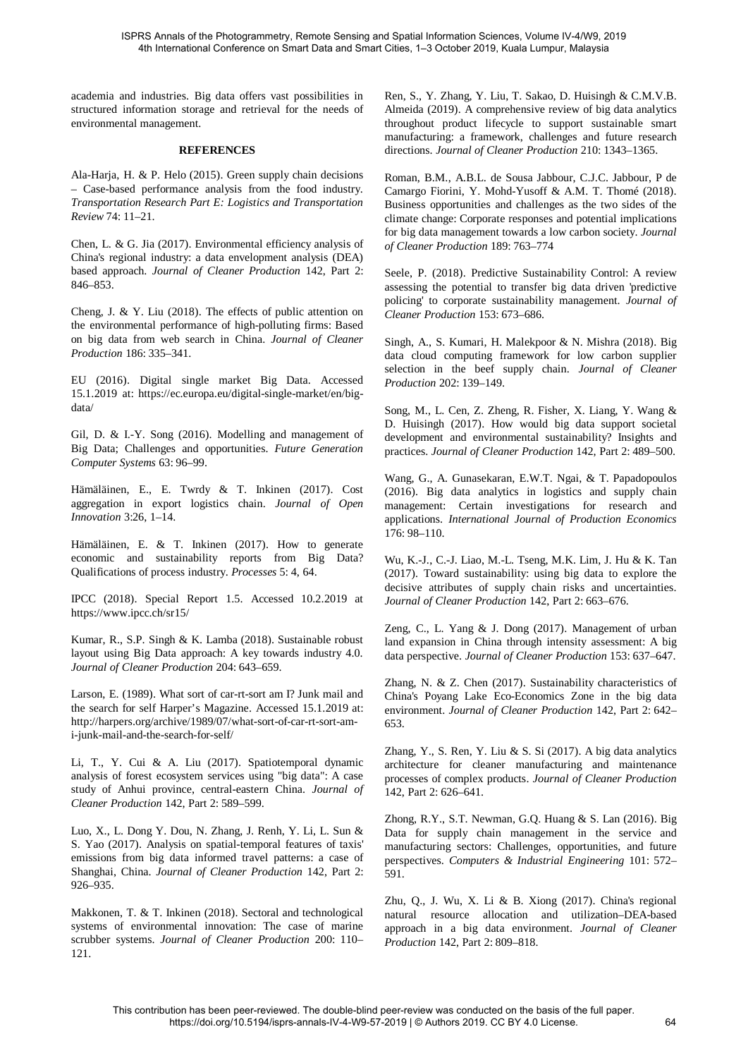academia and industries. Big data offers vast possibilities in structured information storage and retrieval for the needs of environmental management.

## REFERENCES

Ala-Harja, H. & P. Helo (2015). Green supply chain decisions – Case-based performance analysis from the food industry. *Transportation Research Part E: Logistics and Transportation Review* 74: 11–21.

Chen, L. & G. Jia (2017). Environmental efficiency analysis of China's regional industry: a data envelopment analysis (DEA) based approach. *Journal of Cleaner Production* 142, Part 2: 846–853.

Cheng, J. & Y. Liu (2018). The effects of public attention on the environmental performance of high-polluting firms: Based on big data from web search in China. *Journal of Cleaner Production* 186: 335–341.

EU (2016). Digital single market Big Data. Accessed 15.1.2019 at: https://ec.europa.eu/digital-single-market/en/big-data/

Gil, D. & I.-Y. Song (2016). Modelling and management of Big Data; Challenges and opportunities. *Future Generation Computer Systems* 63: 96–99.

Hämäläinen, E., E. Twrdy & T. Inkinen (2017). Cost aggregation in export logistics chain. *Journal of Open Innovation* 3:26, 1–14.

Hämäläinen, E. & T. Inkinen (2017). How to generate economic and sustainability reports from Big Data? Qualifications of process industry. *Processes* 5: 4, 64.

IPCC (2018). Special Report 1.5. Accessed 10.2.2019 at https://www.ipcc.ch/sr15/

Kumar, R., S.P. Singh & K. Lamba (2018). Sustainable robust layout using Big Data approach: A key towards industry 4.0. *Journal of Cleaner Production* 204: 643–659.

Larson, E. (1989). What sort of car-rt-sort am I? Junk mail and the search for self Harper's Magazine. Accessed 15.1.2019 at: http://harpers.org/archive/1989/07/what-sort-of-car-rt-sort-am-i-junk-mail-and-the-search-for-self/

Li, T., Y. Cui & A. Liu (2017). Spatiotemporal dynamic analysis of forest ecosystem services using "big data": A case study of Anhui province, central-eastern China. *Journal of Cleaner Production* 142, Part 2: 589–599.

Luo, X., L. Dong Y. Dou, N. Zhang, J. Renh, Y. Li, L. Sun & S. Yao (2017). Analysis on spatial-temporal features of taxis' emissions from big data informed travel patterns: a case of Shanghai, China. *Journal of Cleaner Production* 142, Part 2: 926–935.

Makkonen, T. & T. Inkinen (2018). Sectoral and technological systems of environmental innovation: The case of marine scrubber systems. *Journal of Cleaner Production* 200: 110–121.

Ren, S., Y. Zhang, Y. Liu, T. Sakao, D. Huisingh & C.M.V.B. Almeida (2019). A comprehensive review of big data analytics throughout product lifecycle to support sustainable smart manufacturing: a framework, challenges and future research directions. *Journal of Cleaner Production* 210: 1343–1365.

Roman, B.M., A.B.L. de Sousa Jabbour, C.J.C. Jabbour, P de Camargo Fiorini, Y. Mohd-Yusoff & A.M. T. Thomé (2018). Business opportunities and challenges as the two sides of the climate change: Corporate responses and potential implications for big data management towards a low carbon society. *Journal of Cleaner Production* 189: 763–774

Seele, P. (2018). Predictive Sustainability Control: A review assessing the potential to transfer big data driven 'predictive policing' to corporate sustainability management. *Journal of Cleaner Production* 153: 673–686.

Singh, A., S. Kumari, H. Malekpoor & N. Mishra (2018). Big data cloud computing framework for low carbon supplier selection in the beef supply chain. *Journal of Cleaner Production* 202: 139–149.

Song, M., L. Cen, Z. Zheng, R. Fisher, X. Liang, Y. Wang & D. Huisingh (2017). How would big data support societal development and environmental sustainability? Insights and practices. *Journal of Cleaner Production* 142, Part 2: 489–500.

Wang, G., A. Gunasekaran, E.W.T. Ngai, & T. Papadopoulos (2016). Big data analytics in logistics and supply chain management: Certain investigations for research and applications. *International Journal of Production Economics* 176: 98–110.

Wu, K.-J., C.-J. Liao, M.-L. Tseng, M.K. Lim, J. Hu & K. Tan (2017). Toward sustainability: using big data to explore the decisive attributes of supply chain risks and uncertainties. *Journal of Cleaner Production* 142, Part 2: 663–676.

Zeng, C., L. Yang & J. Dong (2017). Management of urban land expansion in China through intensity assessment: A big data perspective. *Journal of Cleaner Production* 153: 637–647.

Zhang, N. & Z. Chen (2017). Sustainability characteristics of China's Poyang Lake Eco-Economics Zone in the big data environment. *Journal of Cleaner Production* 142, Part 2: 642–653.

Zhang, Y., S. Ren, Y. Liu & S. Si (2017). A big data analytics architecture for cleaner manufacturing and maintenance processes of complex products. *Journal of Cleaner Production* 142, Part 2: 626–641.

Zhong, R.Y., S.T. Newman, G.Q. Huang & S. Lan (2016). Big Data for supply chain management in the service and manufacturing sectors: Challenges, opportunities, and future perspectives. *Computers & Industrial Engineering* 101: 572–591.

Zhu, Q., J. Wu, X. Li & B. Xiong (2017). China's regional natural resource allocation and utilization–DEA-based approach in a big data environment. *Journal of Cleaner Production* 142, Part 2: 809–818.